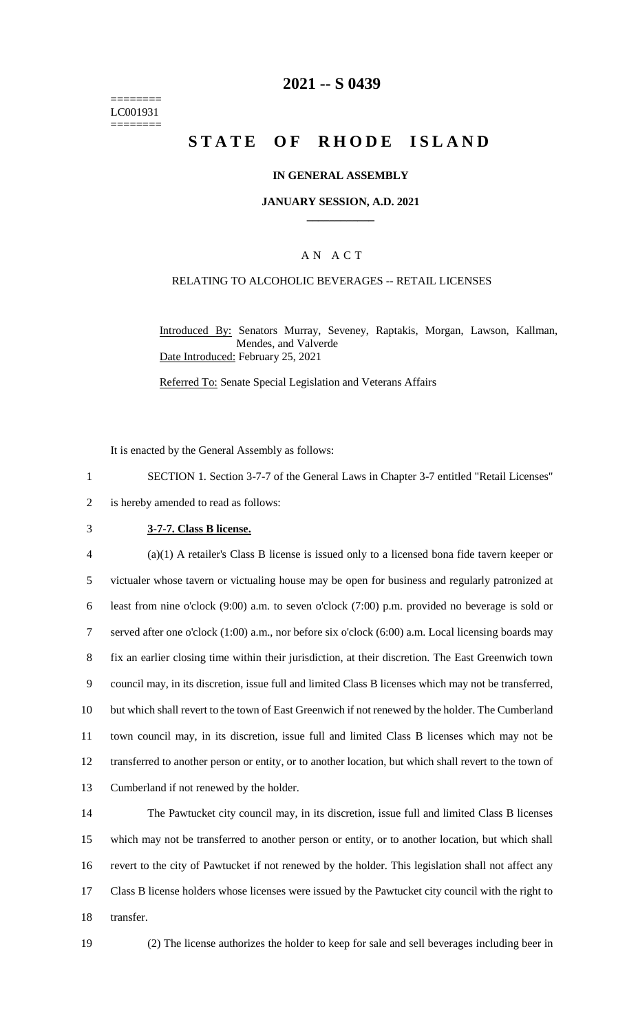========
LC001931
========

# 2021 -- S 0439

# STATE OF RHODE ISLAND

**IN GENERAL ASSEMBLY**

**JANUARY SESSION, A.D. 2021**

A N A C T

RELATING TO ALCOHOLIC BEVERAGES -- RETAIL LICENSES

Introduced By: Senators Murray, Seveney, Raptakis, Morgan, Lawson, Kallman, Mendes, and Valverde
Date Introduced: February 25, 2021

Referred To: Senate Special Legislation and Veterans Affairs

It is enacted by the General Assembly as follows:

SECTION 1. Section 3-7-7 of the General Laws in Chapter 3-7 entitled "Retail Licenses" is hereby amended to read as follows:

**3-7-7. Class B license.**

(a)(1) A retailer's Class B license is issued only to a licensed bona fide tavern keeper or victualer whose tavern or victualing house may be open for business and regularly patronized at least from nine o'clock (9:00) a.m. to seven o'clock (7:00) p.m. provided no beverage is sold or served after one o'clock (1:00) a.m., nor before six o'clock (6:00) a.m. Local licensing boards may fix an earlier closing time within their jurisdiction, at their discretion. The East Greenwich town council may, in its discretion, issue full and limited Class B licenses which may not be transferred, but which shall revert to the town of East Greenwich if not renewed by the holder. The Cumberland town council may, in its discretion, issue full and limited Class B licenses which may not be transferred to another person or entity, or to another location, but which shall revert to the town of Cumberland if not renewed by the holder.

The Pawtucket city council may, in its discretion, issue full and limited Class B licenses which may not be transferred to another person or entity, or to another location, but which shall revert to the city of Pawtucket if not renewed by the holder. This legislation shall not affect any Class B license holders whose licenses were issued by the Pawtucket city council with the right to transfer.

(2) The license authorizes the holder to keep for sale and sell beverages including beer in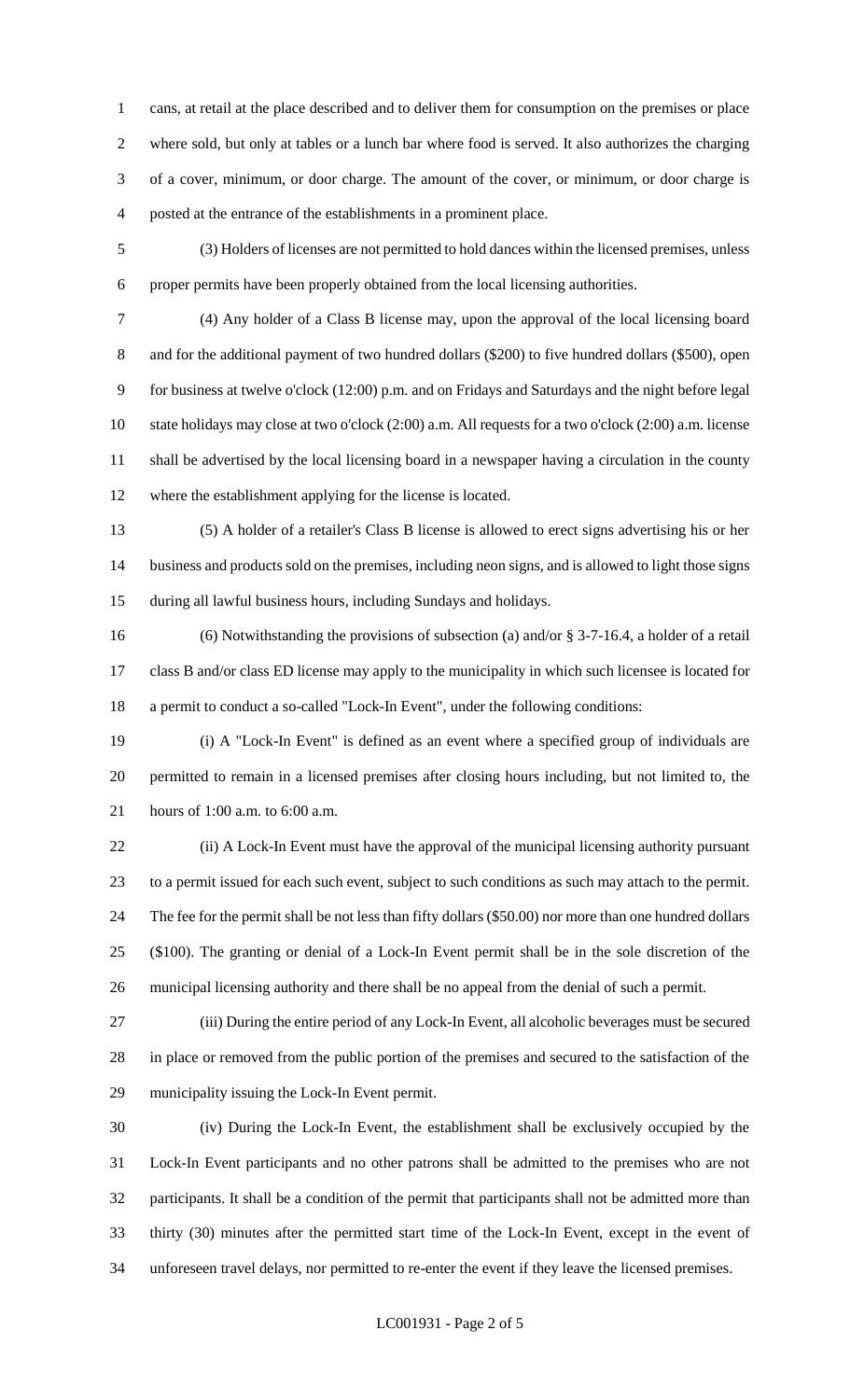cans, at retail at the place described and to deliver them for consumption on the premises or place where sold, but only at tables or a lunch bar where food is served. It also authorizes the charging of a cover, minimum, or door charge. The amount of the cover, or minimum, or door charge is posted at the entrance of the establishments in a prominent place.

(3) Holders of licenses are not permitted to hold dances within the licensed premises, unless proper permits have been properly obtained from the local licensing authorities.

(4) Any holder of a Class B license may, upon the approval of the local licensing board and for the additional payment of two hundred dollars ($200) to five hundred dollars ($500), open for business at twelve o'clock (12:00) p.m. and on Fridays and Saturdays and the night before legal state holidays may close at two o'clock (2:00) a.m. All requests for a two o'clock (2:00) a.m. license shall be advertised by the local licensing board in a newspaper having a circulation in the county where the establishment applying for the license is located.

(5) A holder of a retailer's Class B license is allowed to erect signs advertising his or her business and products sold on the premises, including neon signs, and is allowed to light those signs during all lawful business hours, including Sundays and holidays.

(6) Notwithstanding the provisions of subsection (a) and/or § 3-7-16.4, a holder of a retail class B and/or class ED license may apply to the municipality in which such licensee is located for a permit to conduct a so-called "Lock-In Event", under the following conditions:

(i) A "Lock-In Event" is defined as an event where a specified group of individuals are permitted to remain in a licensed premises after closing hours including, but not limited to, the hours of 1:00 a.m. to 6:00 a.m.

(ii) A Lock-In Event must have the approval of the municipal licensing authority pursuant to a permit issued for each such event, subject to such conditions as such may attach to the permit. The fee for the permit shall be not less than fifty dollars ($50.00) nor more than one hundred dollars ($100). The granting or denial of a Lock-In Event permit shall be in the sole discretion of the municipal licensing authority and there shall be no appeal from the denial of such a permit.

(iii) During the entire period of any Lock-In Event, all alcoholic beverages must be secured in place or removed from the public portion of the premises and secured to the satisfaction of the municipality issuing the Lock-In Event permit.

(iv) During the Lock-In Event, the establishment shall be exclusively occupied by the Lock-In Event participants and no other patrons shall be admitted to the premises who are not participants. It shall be a condition of the permit that participants shall not be admitted more than thirty (30) minutes after the permitted start time of the Lock-In Event, except in the event of unforeseen travel delays, nor permitted to re-enter the event if they leave the licensed premises.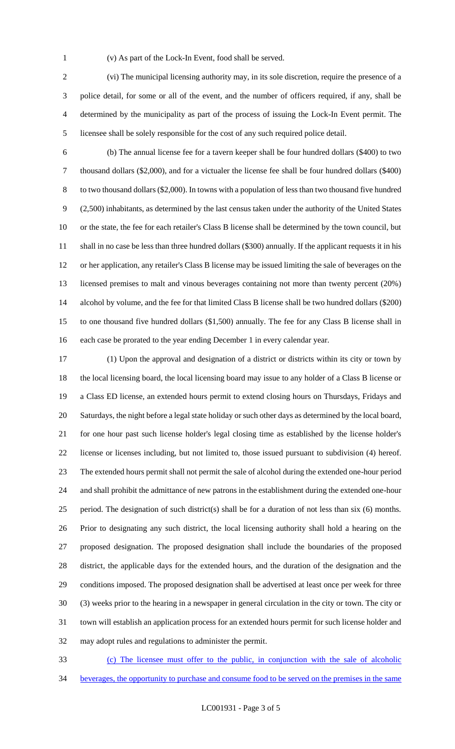(v) As part of the Lock-In Event, food shall be served.

(vi) The municipal licensing authority may, in its sole discretion, require the presence of a police detail, for some or all of the event, and the number of officers required, if any, shall be determined by the municipality as part of the process of issuing the Lock-In Event permit. The licensee shall be solely responsible for the cost of any such required police detail.

(b) The annual license fee for a tavern keeper shall be four hundred dollars ($400) to two thousand dollars ($2,000), and for a victualer the license fee shall be four hundred dollars ($400) to two thousand dollars ($2,000). In towns with a population of less than two thousand five hundred (2,500) inhabitants, as determined by the last census taken under the authority of the United States or the state, the fee for each retailer's Class B license shall be determined by the town council, but shall in no case be less than three hundred dollars ($300) annually. If the applicant requests it in his or her application, any retailer's Class B license may be issued limiting the sale of beverages on the licensed premises to malt and vinous beverages containing not more than twenty percent (20%) alcohol by volume, and the fee for that limited Class B license shall be two hundred dollars ($200) to one thousand five hundred dollars ($1,500) annually. The fee for any Class B license shall in each case be prorated to the year ending December 1 in every calendar year.

(1) Upon the approval and designation of a district or districts within its city or town by the local licensing board, the local licensing board may issue to any holder of a Class B license or a Class ED license, an extended hours permit to extend closing hours on Thursdays, Fridays and Saturdays, the night before a legal state holiday or such other days as determined by the local board, for one hour past such license holder's legal closing time as established by the license holder's license or licenses including, but not limited to, those issued pursuant to subdivision (4) hereof. The extended hours permit shall not permit the sale of alcohol during the extended one-hour period and shall prohibit the admittance of new patrons in the establishment during the extended one-hour period. The designation of such district(s) shall be for a duration of not less than six (6) months. Prior to designating any such district, the local licensing authority shall hold a hearing on the proposed designation. The proposed designation shall include the boundaries of the proposed district, the applicable days for the extended hours, and the duration of the designation and the conditions imposed. The proposed designation shall be advertised at least once per week for three (3) weeks prior to the hearing in a newspaper in general circulation in the city or town. The city or town will establish an application process for an extended hours permit for such license holder and may adopt rules and regulations to administer the permit.

(c) The licensee must offer to the public, in conjunction with the sale of alcoholic beverages, the opportunity to purchase and consume food to be served on the premises in the same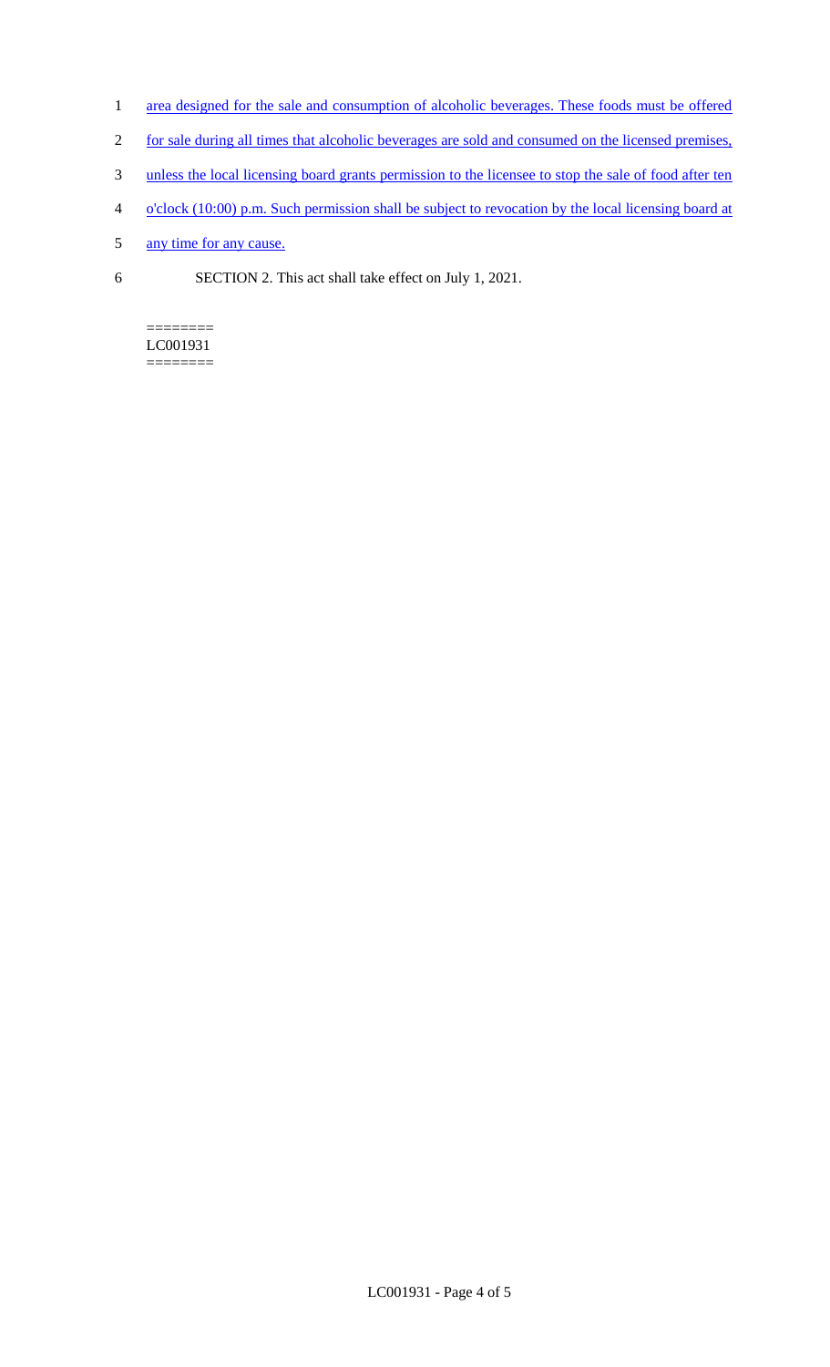area designed for the sale and consumption of alcoholic beverages. These foods must be offered for sale during all times that alcoholic beverages are sold and consumed on the licensed premises, unless the local licensing board grants permission to the licensee to stop the sale of food after ten o'clock (10:00) p.m. Such permission shall be subject to revocation by the local licensing board at any time for any cause.

SECTION 2. This act shall take effect on July 1, 2021.

========
LC001931
========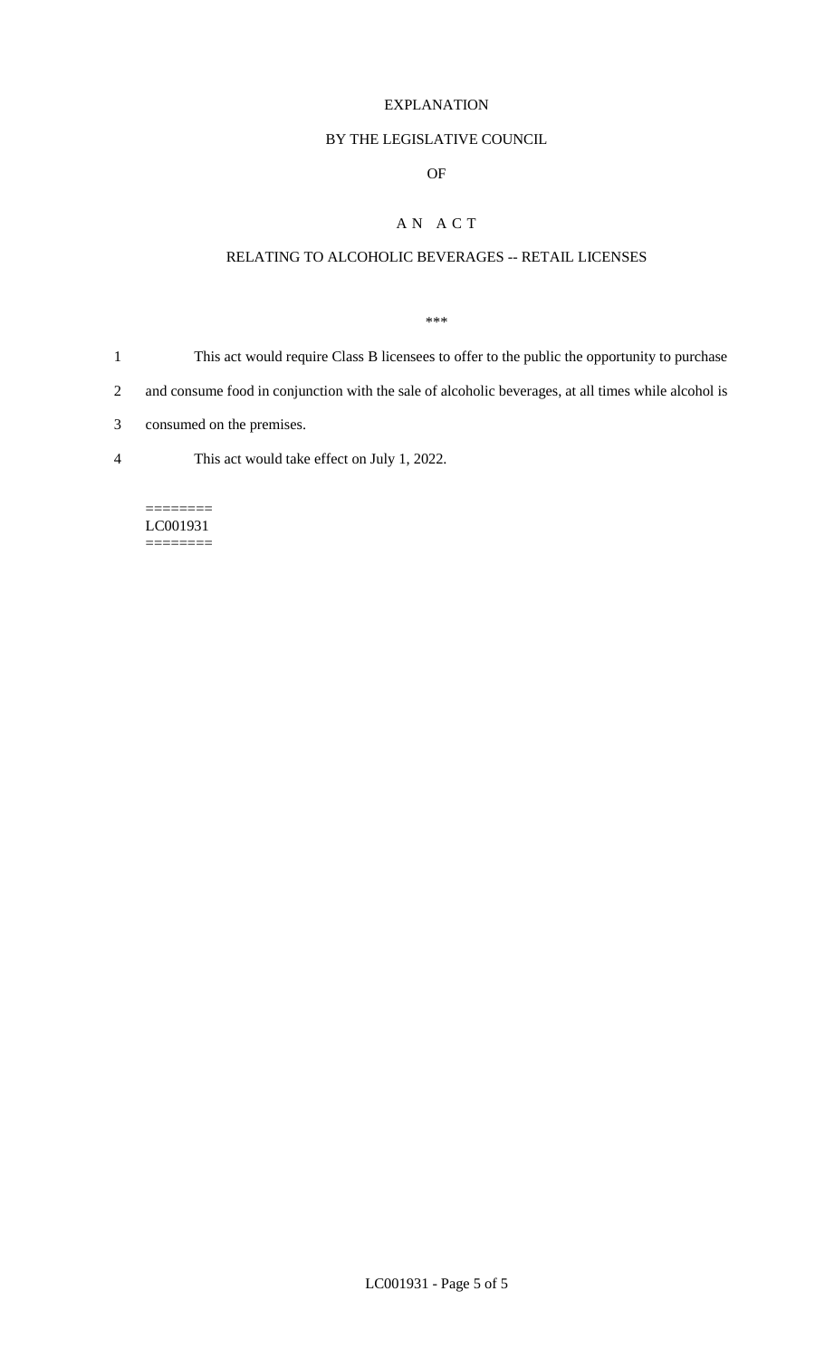EXPLANATION

BY THE LEGISLATIVE COUNCIL

OF

A N A C T

RELATING TO ALCOHOLIC BEVERAGES -- RETAIL LICENSES

\*\*\*

1 This act would require Class B licensees to offer to the public the opportunity to purchase
2 and consume food in conjunction with the sale of alcoholic beverages, at all times while alcohol is
3 consumed on the premises.
4 This act would take effect on July 1, 2022.

========
LC001931
========